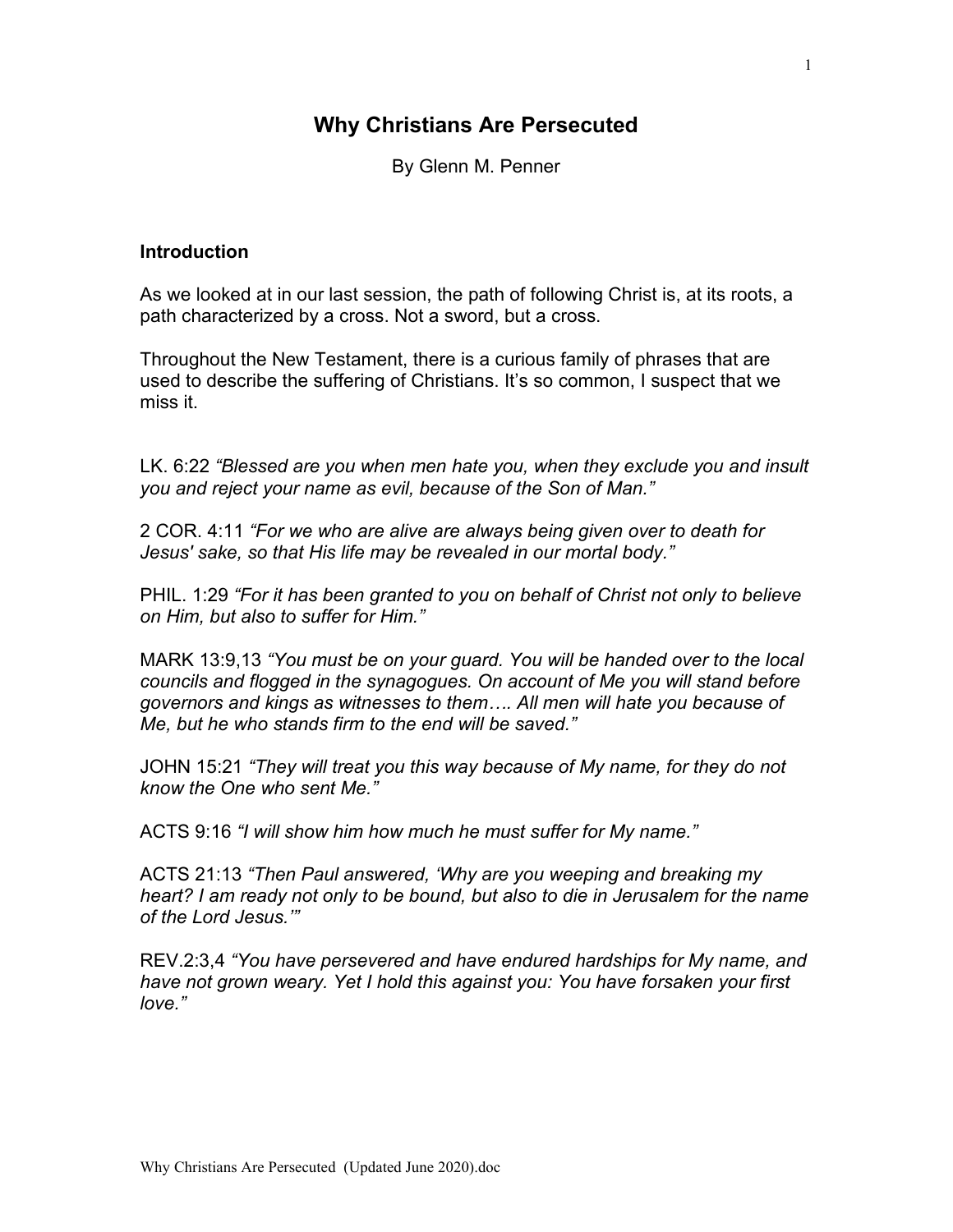# Why Christians Are Persecuted

By Glenn M. Penner

## Introduction

As we looked at in our last session, the path of following Christ is, at its roots, a path characterized by a cross. Not a sword, but a cross.

Throughout the New Testament, there is a curious family of phrases that are used to describe the suffering of Christians. It's so common, I suspect that we miss it.

LK. 6:22 *"Blessed are you when men hate you, when they exclude you and insult you and reject your name as evil, because of the Son of Man."*

2 COR. 4:11 *"For we who are alive are always being given over to death for Jesus' sake, so that His life may be revealed in our mortal body."*

PHIL. 1:29 *"For it has been granted to you on behalf of Christ not only to believe on Him, but also to suffer for Him."*

MARK 13:9,13 *"You must be on your guard. You will be handed over to the local councils and flogged in the synagogues. On account of Me you will stand before governors and kings as witnesses to them…. All men will hate you because of Me, but he who stands firm to the end will be saved."*

JOHN 15:21 *"They will treat you this way because of My name, for they do not know the One who sent Me."*

ACTS 9:16 *"I will show him how much he must suffer for My name."*

ACTS 21:13 *"Then Paul answered, 'Why are you weeping and breaking my heart? I am ready not only to be bound, but also to die in Jerusalem for the name of the Lord Jesus.'"*

REV.2:3,4 *"You have persevered and have endured hardships for My name, and have not grown weary. Yet I hold this against you: You have forsaken your first love."*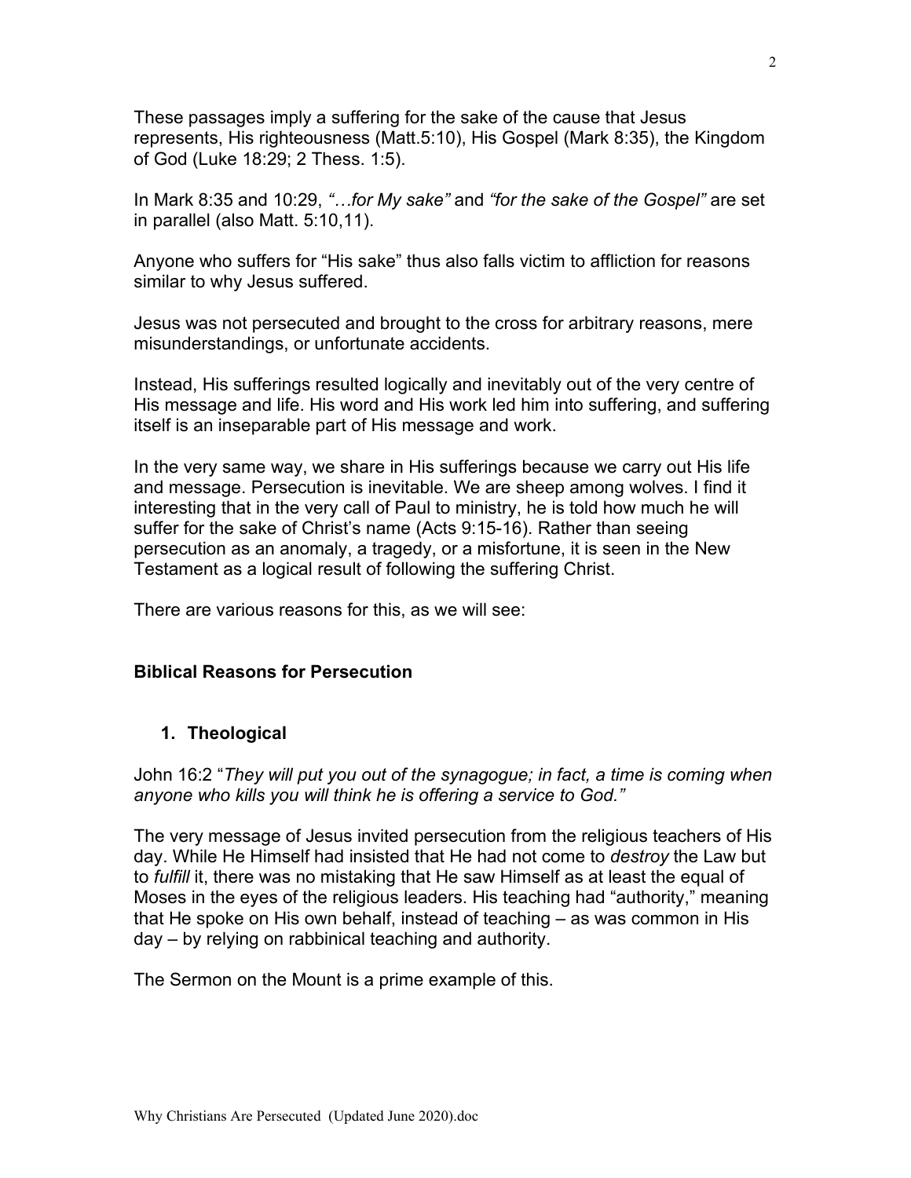These passages imply a suffering for the sake of the cause that Jesus represents, His righteousness (Matt.5:10), His Gospel (Mark 8:35), the Kingdom of God (Luke 18:29; 2 Thess. 1:5).

In Mark 8:35 and 10:29, *"…for My sake"* and *"for the sake of the Gospel"* are set in parallel (also Matt. 5:10,11).

Anyone who suffers for "His sake" thus also falls victim to affliction for reasons similar to why Jesus suffered.

Jesus was not persecuted and brought to the cross for arbitrary reasons, mere misunderstandings, or unfortunate accidents.

Instead, His sufferings resulted logically and inevitably out of the very centre of His message and life. His word and His work led him into suffering, and suffering itself is an inseparable part of His message and work.

In the very same way, we share in His sufferings because we carry out His life and message. Persecution is inevitable. We are sheep among wolves. I find it interesting that in the very call of Paul to ministry, he is told how much he will suffer for the sake of Christ's name (Acts 9:15-16). Rather than seeing persecution as an anomaly, a tragedy, or a misfortune, it is seen in the New Testament as a logical result of following the suffering Christ.

There are various reasons for this, as we will see:

## Biblical Reasons for Persecution

### 1. Theological

John 16:2 "*They will put you out of the synagogue; in fact, a time is coming when anyone who kills you will think he is offering a service to God."*

The very message of Jesus invited persecution from the religious teachers of His day. While He Himself had insisted that He had not come to *destroy* the Law but to *fulfill* it, there was no mistaking that He saw Himself as at least the equal of Moses in the eyes of the religious leaders. His teaching had "authority," meaning that He spoke on His own behalf, instead of teaching – as was common in His day – by relying on rabbinical teaching and authority.

The Sermon on the Mount is a prime example of this.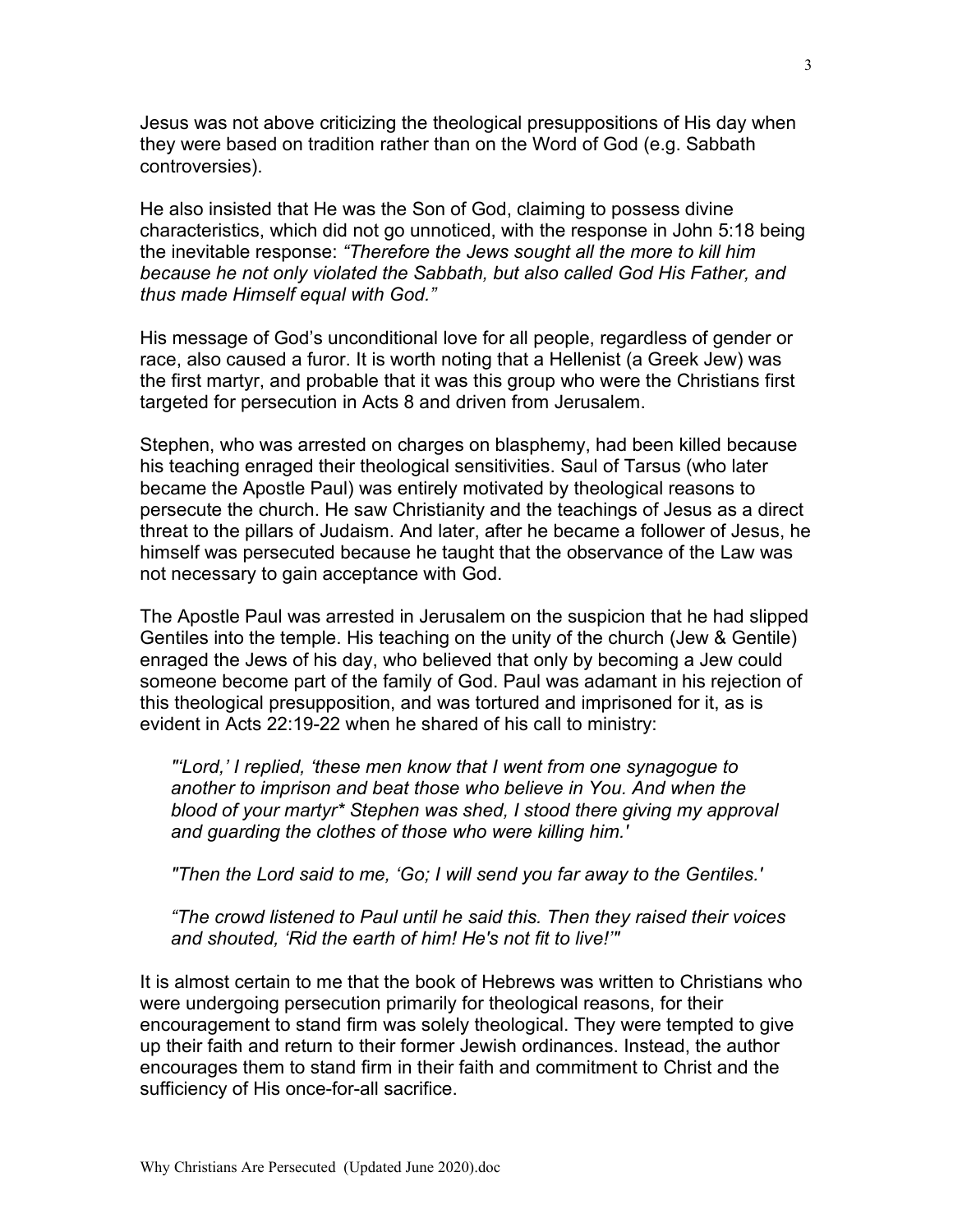Jesus was not above criticizing the theological presuppositions of His day when they were based on tradition rather than on the Word of God (e.g. Sabbath controversies).

He also insisted that He was the Son of God, claiming to possess divine characteristics, which did not go unnoticed, with the response in John 5:18 being the inevitable response: *"Therefore the Jews sought all the more to kill him because he not only violated the Sabbath, but also called God His Father, and thus made Himself equal with God."*

His message of God's unconditional love for all people, regardless of gender or race, also caused a furor. It is worth noting that a Hellenist (a Greek Jew) was the first martyr, and probable that it was this group who were the Christians first targeted for persecution in Acts 8 and driven from Jerusalem.

Stephen, who was arrested on charges on blasphemy, had been killed because his teaching enraged their theological sensitivities. Saul of Tarsus (who later became the Apostle Paul) was entirely motivated by theological reasons to persecute the church. He saw Christianity and the teachings of Jesus as a direct threat to the pillars of Judaism. And later, after he became a follower of Jesus, he himself was persecuted because he taught that the observance of the Law was not necessary to gain acceptance with God.

The Apostle Paul was arrested in Jerusalem on the suspicion that he had slipped Gentiles into the temple. His teaching on the unity of the church (Jew & Gentile) enraged the Jews of his day, who believed that only by becoming a Jew could someone become part of the family of God. Paul was adamant in his rejection of this theological presupposition, and was tortured and imprisoned for it, as is evident in Acts 22:19-22 when he shared of his call to ministry:

> *"'Lord,' I replied, 'these men know that I went from one synagogue to another to imprison and beat those who believe in You. And when the blood of your martyr* Stephen was shed, I stood there giving my approval and guarding the clothes of those who were killing him.'*
>
> *"Then the Lord said to me, 'Go; I will send you far away to the Gentiles.'*
>
> *"The crowd listened to Paul until he said this. Then they raised their voices and shouted, 'Rid the earth of him! He's not fit to live!'"*

It is almost certain to me that the book of Hebrews was written to Christians who were undergoing persecution primarily for theological reasons, for their encouragement to stand firm was solely theological. They were tempted to give up their faith and return to their former Jewish ordinances. Instead, the author encourages them to stand firm in their faith and commitment to Christ and the sufficiency of His once-for-all sacrifice.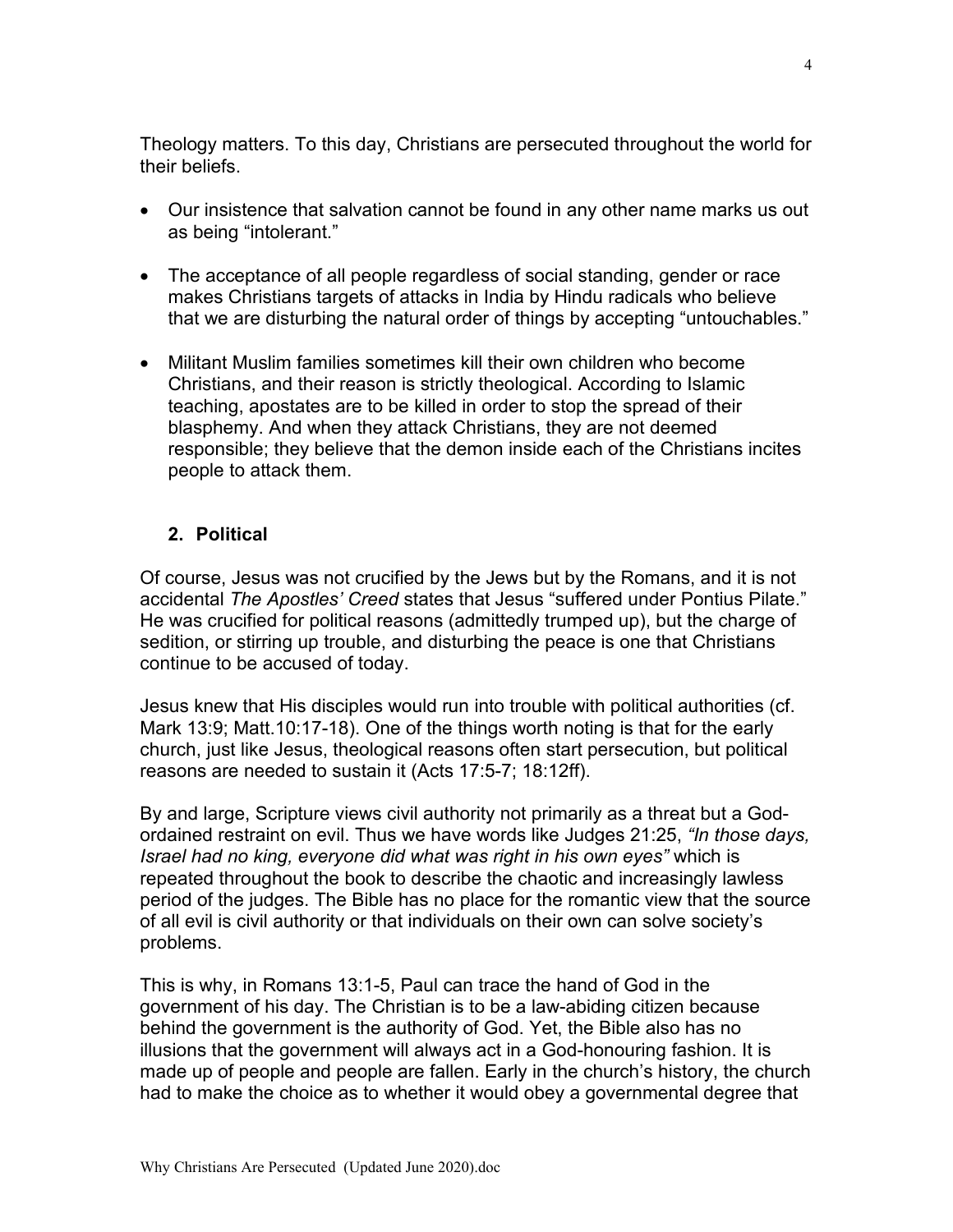Theology matters. To this day, Christians are persecuted throughout the world for their beliefs.

- Our insistence that salvation cannot be found in any other name marks us out as being "intolerant."
- The acceptance of all people regardless of social standing, gender or race makes Christians targets of attacks in India by Hindu radicals who believe that we are disturbing the natural order of things by accepting "untouchables."
- Militant Muslim families sometimes kill their own children who become Christians, and their reason is strictly theological. According to Islamic teaching, apostates are to be killed in order to stop the spread of their blasphemy. And when they attack Christians, they are not deemed responsible; they believe that the demon inside each of the Christians incites people to attack them.

### 2. Political

Of course, Jesus was not crucified by the Jews but by the Romans, and it is not accidental *The Apostles' Creed* states that Jesus "suffered under Pontius Pilate." He was crucified for political reasons (admittedly trumped up), but the charge of sedition, or stirring up trouble, and disturbing the peace is one that Christians continue to be accused of today.

Jesus knew that His disciples would run into trouble with political authorities (cf. Mark 13:9; Matt.10:17-18). One of the things worth noting is that for the early church, just like Jesus, theological reasons often start persecution, but political reasons are needed to sustain it (Acts 17:5-7; 18:12ff).

By and large, Scripture views civil authority not primarily as a threat but a God-ordained restraint on evil. Thus we have words like Judges 21:25, *"In those days, Israel had no king, everyone did what was right in his own eyes"* which is repeated throughout the book to describe the chaotic and increasingly lawless period of the judges. The Bible has no place for the romantic view that the source of all evil is civil authority or that individuals on their own can solve society's problems.

This is why, in Romans 13:1-5, Paul can trace the hand of God in the government of his day. The Christian is to be a law-abiding citizen because behind the government is the authority of God. Yet, the Bible also has no illusions that the government will always act in a God-honouring fashion. It is made up of people and people are fallen. Early in the church's history, the church had to make the choice as to whether it would obey a governmental degree that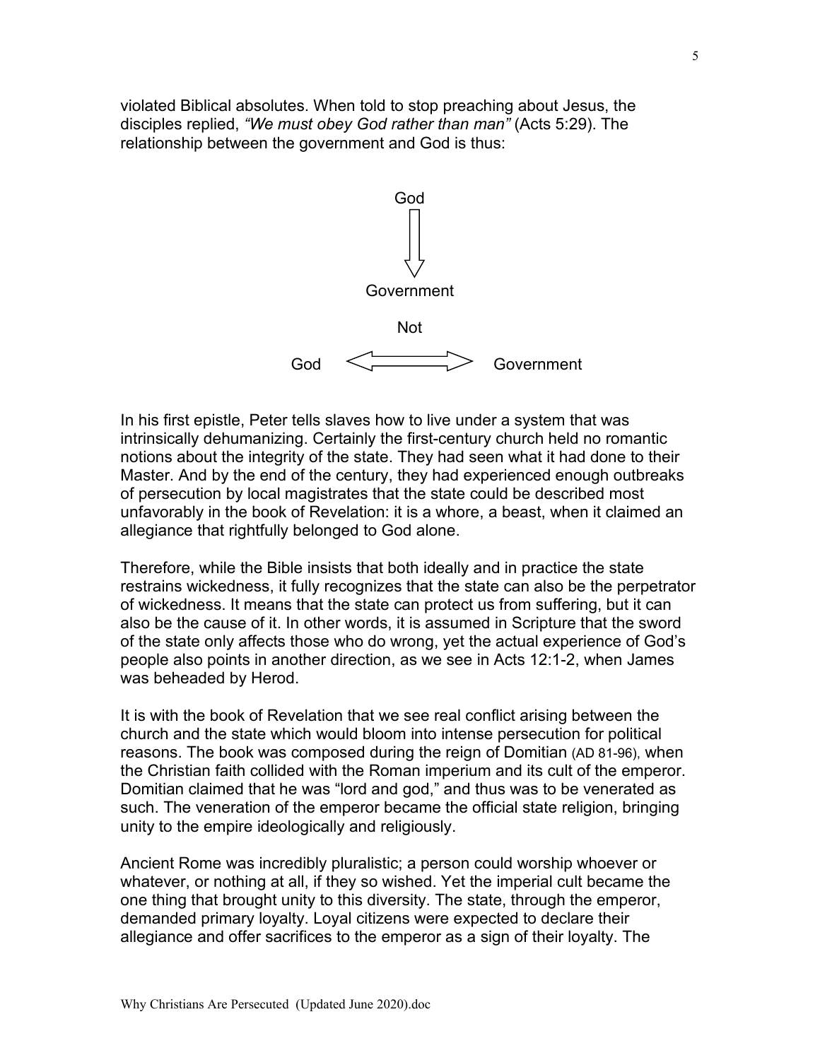violated Biblical absolutes. When told to stop preaching about Jesus, the disciples replied, *"We must obey God rather than man"* (Acts 5:29). The relationship between the government and God is thus:

God

↓

Government

Not

God ⟺ Government

In his first epistle, Peter tells slaves how to live under a system that was intrinsically dehumanizing. Certainly the first-century church held no romantic notions about the integrity of the state. They had seen what it had done to their Master. And by the end of the century, they had experienced enough outbreaks of persecution by local magistrates that the state could be described most unfavorably in the book of Revelation: it is a whore, a beast, when it claimed an allegiance that rightfully belonged to God alone.

Therefore, while the Bible insists that both ideally and in practice the state restrains wickedness, it fully recognizes that the state can also be the perpetrator of wickedness. It means that the state can protect us from suffering, but it can also be the cause of it. In other words, it is assumed in Scripture that the sword of the state only affects those who do wrong, yet the actual experience of God's people also points in another direction, as we see in Acts 12:1-2, when James was beheaded by Herod.

It is with the book of Revelation that we see real conflict arising between the church and the state which would bloom into intense persecution for political reasons. The book was composed during the reign of Domitian (AD 81-96), when the Christian faith collided with the Roman imperium and its cult of the emperor. Domitian claimed that he was "lord and god," and thus was to be venerated as such. The veneration of the emperor became the official state religion, bringing unity to the empire ideologically and religiously.

Ancient Rome was incredibly pluralistic; a person could worship whoever or whatever, or nothing at all, if they so wished. Yet the imperial cult became the one thing that brought unity to this diversity. The state, through the emperor, demanded primary loyalty. Loyal citizens were expected to declare their allegiance and offer sacrifices to the emperor as a sign of their loyalty. The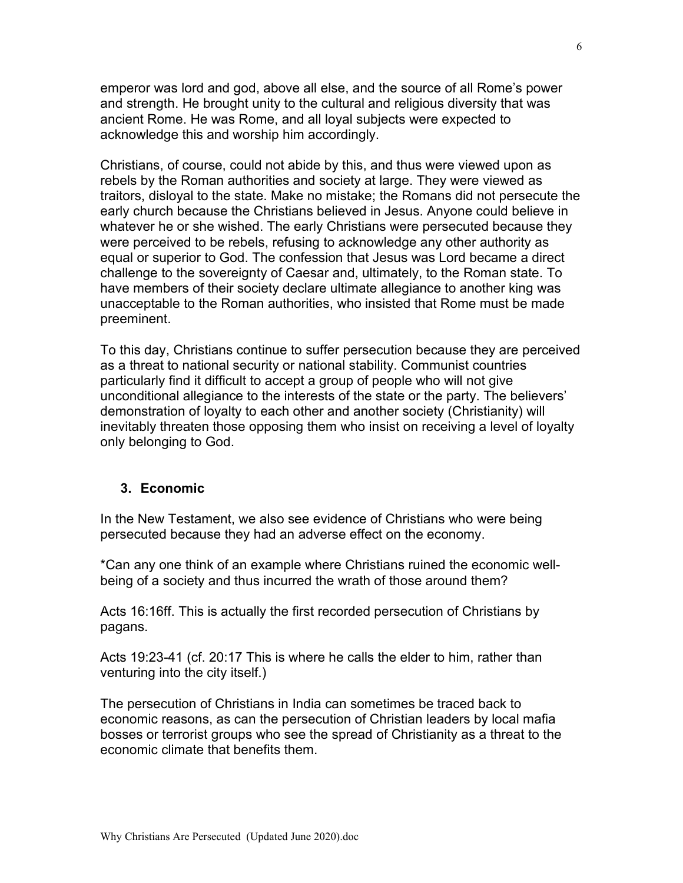emperor was lord and god, above all else, and the source of all Rome's power and strength. He brought unity to the cultural and religious diversity that was ancient Rome. He was Rome, and all loyal subjects were expected to acknowledge this and worship him accordingly.

Christians, of course, could not abide by this, and thus were viewed upon as rebels by the Roman authorities and society at large. They were viewed as traitors, disloyal to the state. Make no mistake; the Romans did not persecute the early church because the Christians believed in Jesus. Anyone could believe in whatever he or she wished. The early Christians were persecuted because they were perceived to be rebels, refusing to acknowledge any other authority as equal or superior to God. The confession that Jesus was Lord became a direct challenge to the sovereignty of Caesar and, ultimately, to the Roman state. To have members of their society declare ultimate allegiance to another king was unacceptable to the Roman authorities, who insisted that Rome must be made preeminent.

To this day, Christians continue to suffer persecution because they are perceived as a threat to national security or national stability. Communist countries particularly find it difficult to accept a group of people who will not give unconditional allegiance to the interests of the state or the party. The believers' demonstration of loyalty to each other and another society (Christianity) will inevitably threaten those opposing them who insist on receiving a level of loyalty only belonging to God.

### 3. Economic

In the New Testament, we also see evidence of Christians who were being persecuted because they had an adverse effect on the economy.

*Can any one think of an example where Christians ruined the economic well-being of a society and thus incurred the wrath of those around them?

Acts 16:16ff. This is actually the first recorded persecution of Christians by pagans.

Acts 19:23-41 (cf. 20:17 This is where he calls the elder to him, rather than venturing into the city itself.)

The persecution of Christians in India can sometimes be traced back to economic reasons, as can the persecution of Christian leaders by local mafia bosses or terrorist groups who see the spread of Christianity as a threat to the economic climate that benefits them.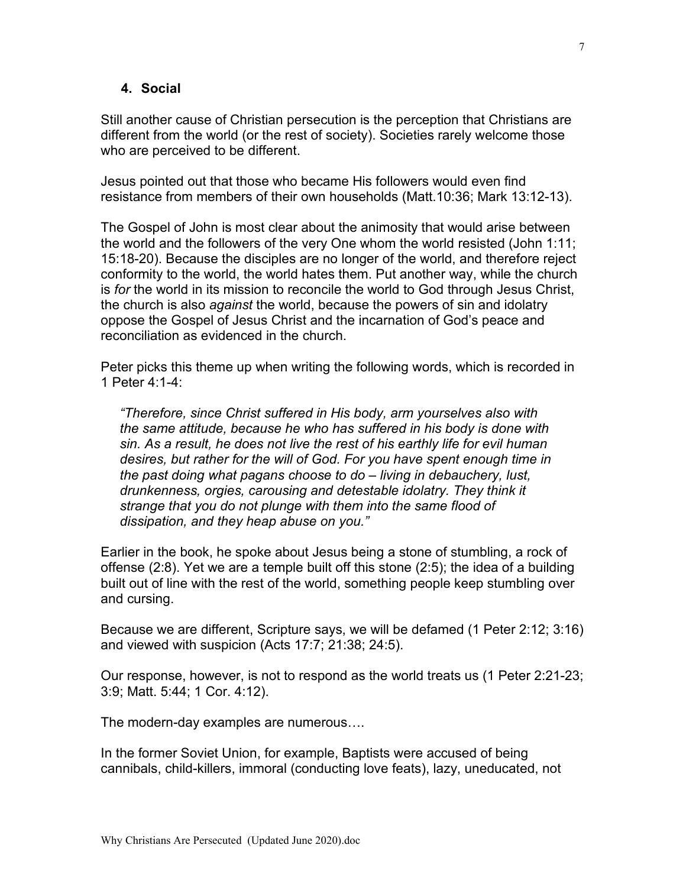### 4. Social

Still another cause of Christian persecution is the perception that Christians are different from the world (or the rest of society). Societies rarely welcome those who are perceived to be different.

Jesus pointed out that those who became His followers would even find resistance from members of their own households (Matt.10:36; Mark 13:12-13).

The Gospel of John is most clear about the animosity that would arise between the world and the followers of the very One whom the world resisted (John 1:11; 15:18-20). Because the disciples are no longer of the world, and therefore reject conformity to the world, the world hates them. Put another way, while the church is *for* the world in its mission to reconcile the world to God through Jesus Christ, the church is also *against* the world, because the powers of sin and idolatry oppose the Gospel of Jesus Christ and the incarnation of God's peace and reconciliation as evidenced in the church.

Peter picks this theme up when writing the following words, which is recorded in 1 Peter 4:1-4:

> *"Therefore, since Christ suffered in His body, arm yourselves also with the same attitude, because he who has suffered in his body is done with sin. As a result, he does not live the rest of his earthly life for evil human desires, but rather for the will of God. For you have spent enough time in the past doing what pagans choose to do – living in debauchery, lust, drunkenness, orgies, carousing and detestable idolatry. They think it strange that you do not plunge with them into the same flood of dissipation, and they heap abuse on you."*

Earlier in the book, he spoke about Jesus being a stone of stumbling, a rock of offense (2:8). Yet we are a temple built off this stone (2:5); the idea of a building built out of line with the rest of the world, something people keep stumbling over and cursing.

Because we are different, Scripture says, we will be defamed (1 Peter 2:12; 3:16) and viewed with suspicion (Acts 17:7; 21:38; 24:5).

Our response, however, is not to respond as the world treats us (1 Peter 2:21-23; 3:9; Matt. 5:44; 1 Cor. 4:12).

The modern-day examples are numerous….

In the former Soviet Union, for example, Baptists were accused of being cannibals, child-killers, immoral (conducting love feats), lazy, uneducated, not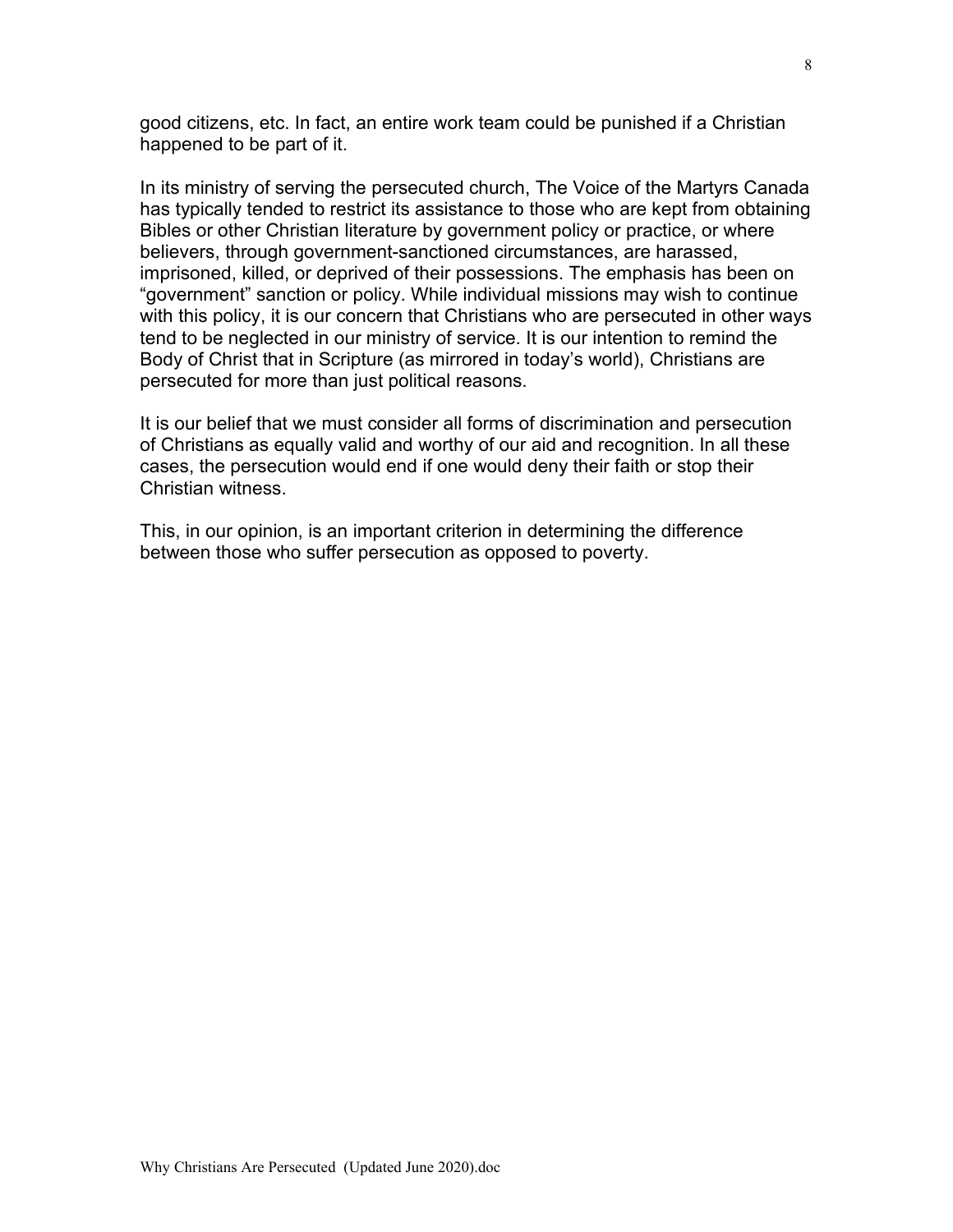good citizens, etc. In fact, an entire work team could be punished if a Christian happened to be part of it.

In its ministry of serving the persecuted church, The Voice of the Martyrs Canada has typically tended to restrict its assistance to those who are kept from obtaining Bibles or other Christian literature by government policy or practice, or where believers, through government-sanctioned circumstances, are harassed, imprisoned, killed, or deprived of their possessions. The emphasis has been on "government" sanction or policy. While individual missions may wish to continue with this policy, it is our concern that Christians who are persecuted in other ways tend to be neglected in our ministry of service. It is our intention to remind the Body of Christ that in Scripture (as mirrored in today's world), Christians are persecuted for more than just political reasons.

It is our belief that we must consider all forms of discrimination and persecution of Christians as equally valid and worthy of our aid and recognition. In all these cases, the persecution would end if one would deny their faith or stop their Christian witness.

This, in our opinion, is an important criterion in determining the difference between those who suffer persecution as opposed to poverty.